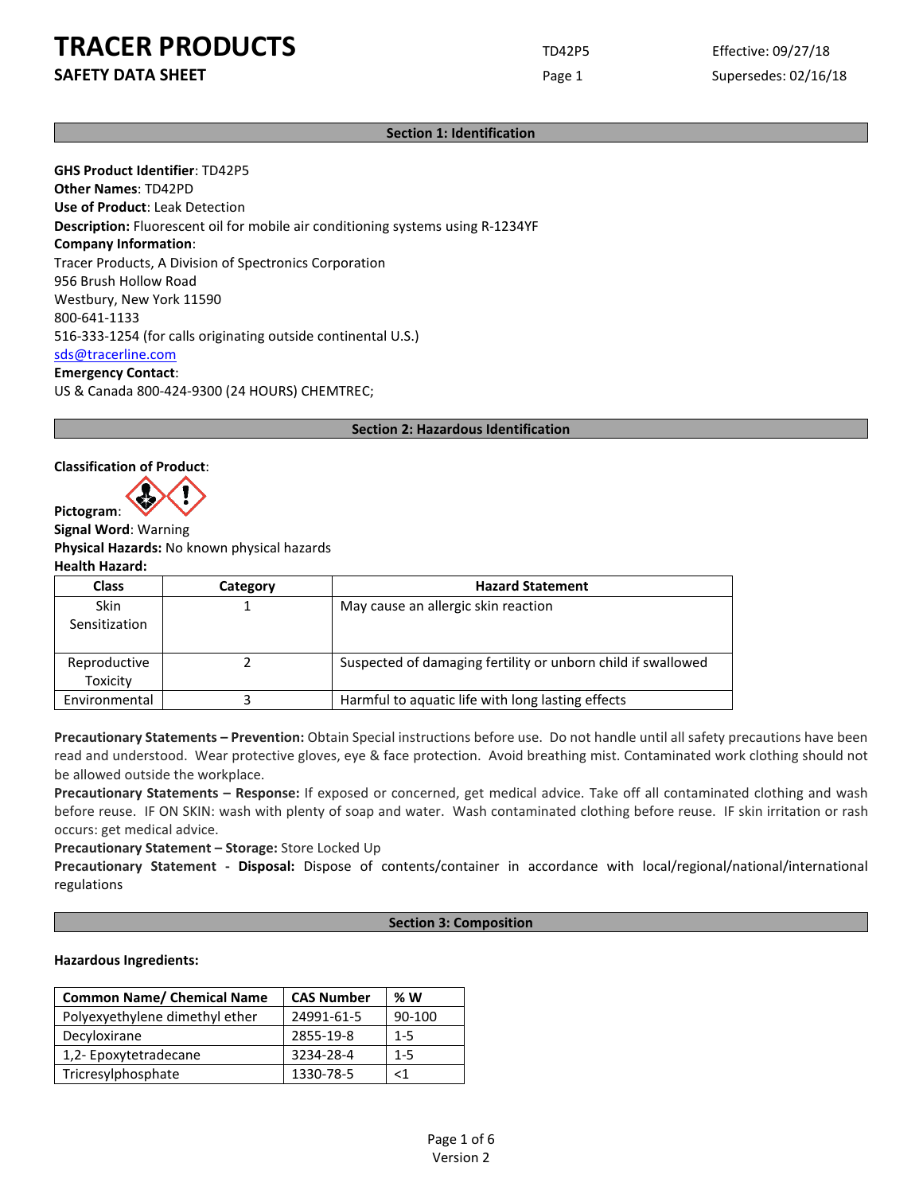# TRACER PRODUCTS

## SAFETY DATA SHEET

TD42P5

Effective: 09/27/18

Supersedes: 02/16/18

## Section 1: Identification

**GHS Product Identifier**: TD42P5
**Other Names**: TD42PD
**Use of Product**: Leak Detection
**Description:** Fluorescent oil for mobile air conditioning systems using R-1234YF
**Company Information**:
Tracer Products, A Division of Spectronics Corporation
956 Brush Hollow Road
Westbury, New York 11590
800-641-1133
516-333-1254 (for calls originating outside continental U.S.)
sds@tracerline.com
**Emergency Contact**:
US & Canada 800-424-9300 (24 HOURS) CHEMTREC;

## Section 2: Hazardous Identification

**Classification of Product**:

**Pictogram**:

**Signal Word**: Warning
**Physical Hazards:** No known physical hazards
**Health Hazard:**

| Class | Category | Hazard Statement |
|---|---|---|
| Skin Sensitization | 1 | May cause an allergic skin reaction |
| Reproductive Toxicity | 2 | Suspected of damaging fertility or unborn child if swallowed |
| Environmental | 3 | Harmful to aquatic life with long lasting effects |

**Precautionary Statements – Prevention:** Obtain Special instructions before use. Do not handle until all safety precautions have been read and understood. Wear protective gloves, eye & face protection. Avoid breathing mist. Contaminated work clothing should not be allowed outside the workplace.
**Precautionary Statements – Response:** If exposed or concerned, get medical advice. Take off all contaminated clothing and wash before reuse. IF ON SKIN: wash with plenty of soap and water. Wash contaminated clothing before reuse. IF skin irritation or rash occurs: get medical advice.
**Precautionary Statement – Storage:** Store Locked Up
**Precautionary Statement - Disposal:** Dispose of contents/container in accordance with local/regional/national/international regulations

## Section 3: Composition

**Hazardous Ingredients:**

| Common Name/ Chemical Name | CAS Number | % W |
|---|---|---|
| Polyexyethylene dimethyl ether | 24991-61-5 | 90-100 |
| Decyloxirane | 2855-19-8 | 1-5 |
| 1,2- Epoxytetradecane | 3234-28-4 | 1-5 |
| Tricresylphosphate | 1330-78-5 | <1 |

Version 2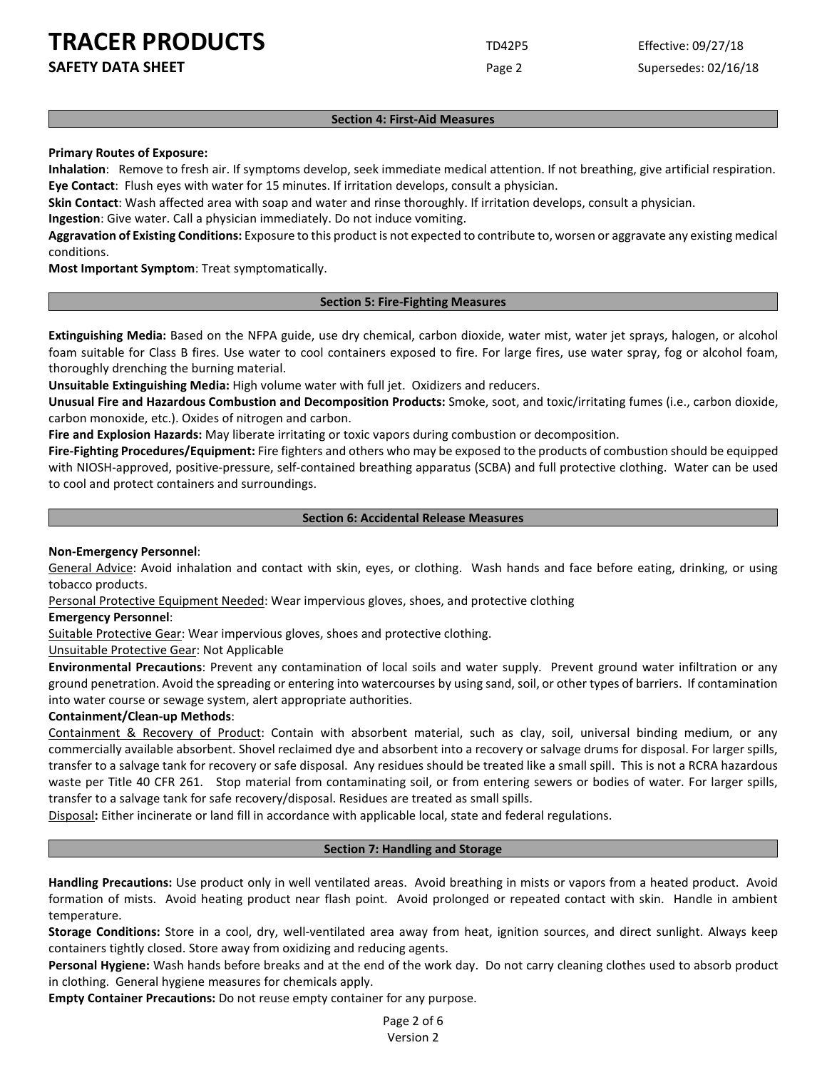## Section 4: First-Aid Measures

**Primary Routes of Exposure:**

**Inhalation**: Remove to fresh air. If symptoms develop, seek immediate medical attention. If not breathing, give artificial respiration.

**Eye Contact**: Flush eyes with water for 15 minutes. If irritation develops, consult a physician.

**Skin Contact**: Wash affected area with soap and water and rinse thoroughly. If irritation develops, consult a physician.

**Ingestion**: Give water. Call a physician immediately. Do not induce vomiting.

**Aggravation of Existing Conditions:** Exposure to this product is not expected to contribute to, worsen or aggravate any existing medical conditions.

**Most Important Symptom**: Treat symptomatically.

## Section 5: Fire-Fighting Measures

**Extinguishing Media:** Based on the NFPA guide, use dry chemical, carbon dioxide, water mist, water jet sprays, halogen, or alcohol foam suitable for Class B fires. Use water to cool containers exposed to fire. For large fires, use water spray, fog or alcohol foam, thoroughly drenching the burning material.

**Unsuitable Extinguishing Media:** High volume water with full jet. Oxidizers and reducers.

**Unusual Fire and Hazardous Combustion and Decomposition Products:** Smoke, soot, and toxic/irritating fumes (i.e., carbon dioxide, carbon monoxide, etc.). Oxides of nitrogen and carbon.

**Fire and Explosion Hazards:** May liberate irritating or toxic vapors during combustion or decomposition.

**Fire-Fighting Procedures/Equipment:** Fire fighters and others who may be exposed to the products of combustion should be equipped with NIOSH-approved, positive-pressure, self-contained breathing apparatus (SCBA) and full protective clothing. Water can be used to cool and protect containers and surroundings.

## Section 6: Accidental Release Measures

**Non-Emergency Personnel**:

General Advice: Avoid inhalation and contact with skin, eyes, or clothing. Wash hands and face before eating, drinking, or using tobacco products.

Personal Protective Equipment Needed: Wear impervious gloves, shoes, and protective clothing

**Emergency Personnel**:

Suitable Protective Gear: Wear impervious gloves, shoes and protective clothing.

Unsuitable Protective Gear: Not Applicable

**Environmental Precautions**: Prevent any contamination of local soils and water supply. Prevent ground water infiltration or any ground penetration. Avoid the spreading or entering into watercourses by using sand, soil, or other types of barriers. If contamination into water course or sewage system, alert appropriate authorities.

**Containment/Clean-up Methods**:

Containment & Recovery of Product: Contain with absorbent material, such as clay, soil, universal binding medium, or any commercially available absorbent. Shovel reclaimed dye and absorbent into a recovery or salvage drums for disposal. For larger spills, transfer to a salvage tank for recovery or safe disposal. Any residues should be treated like a small spill. This is not a RCRA hazardous waste per Title 40 CFR 261. Stop material from contaminating soil, or from entering sewers or bodies of water. For larger spills, transfer to a salvage tank for safe recovery/disposal. Residues are treated as small spills.

Disposal**:** Either incinerate or land fill in accordance with applicable local, state and federal regulations.

## Section 7: Handling and Storage

**Handling Precautions:** Use product only in well ventilated areas. Avoid breathing in mists or vapors from a heated product. Avoid formation of mists. Avoid heating product near flash point. Avoid prolonged or repeated contact with skin. Handle in ambient temperature.

**Storage Conditions:** Store in a cool, dry, well-ventilated area away from heat, ignition sources, and direct sunlight. Always keep containers tightly closed. Store away from oxidizing and reducing agents.

**Personal Hygiene:** Wash hands before breaks and at the end of the work day. Do not carry cleaning clothes used to absorb product in clothing. General hygiene measures for chemicals apply.

**Empty Container Precautions:** Do not reuse empty container for any purpose.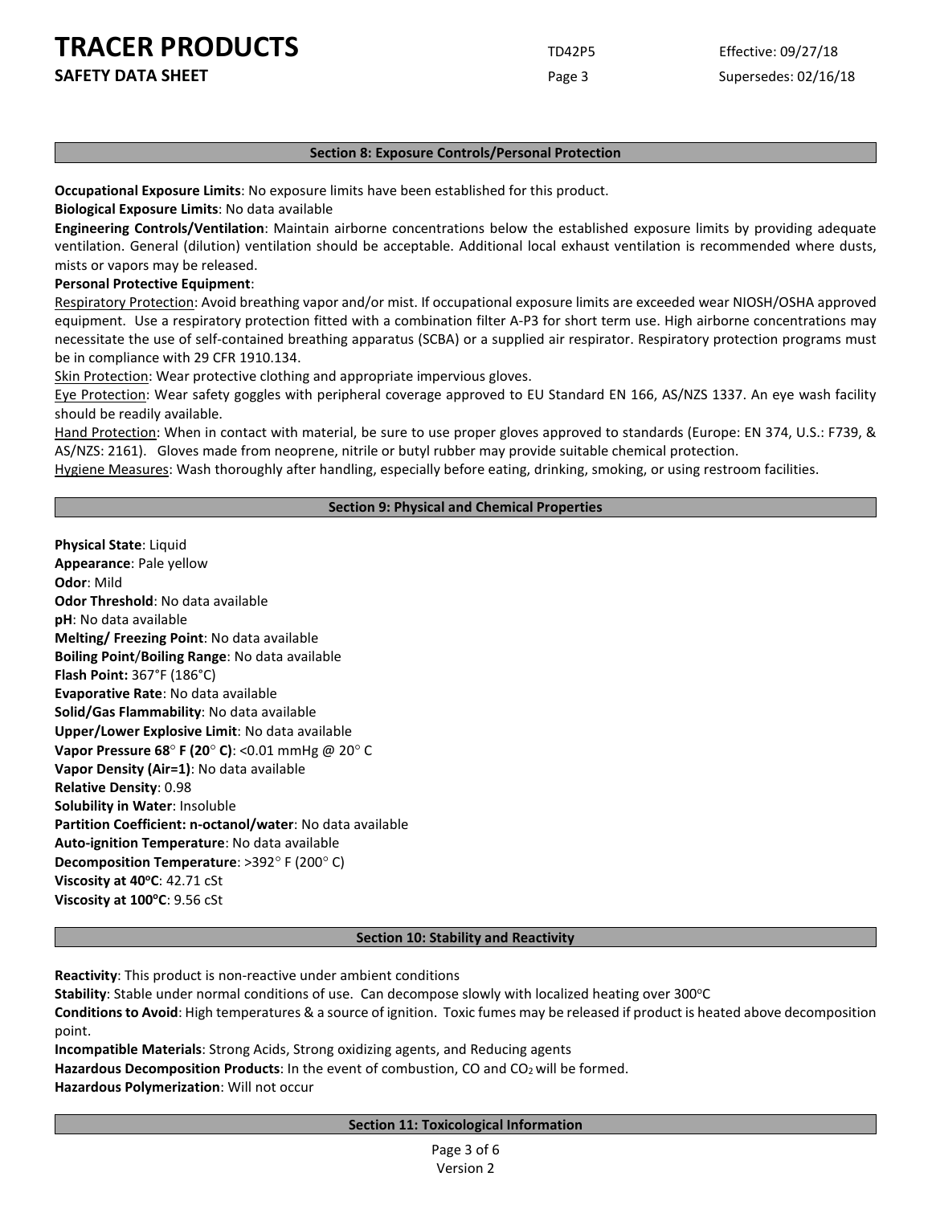## Section 8: Exposure Controls/Personal Protection

**Occupational Exposure Limits**: No exposure limits have been established for this product.

**Biological Exposure Limits**: No data available

**Engineering Controls/Ventilation**: Maintain airborne concentrations below the established exposure limits by providing adequate ventilation. General (dilution) ventilation should be acceptable. Additional local exhaust ventilation is recommended where dusts, mists or vapors may be released.

**Personal Protective Equipment**:

Respiratory Protection: Avoid breathing vapor and/or mist. If occupational exposure limits are exceeded wear NIOSH/OSHA approved equipment. Use a respiratory protection fitted with a combination filter A-P3 for short term use. High airborne concentrations may necessitate the use of self-contained breathing apparatus (SCBA) or a supplied air respirator. Respiratory protection programs must be in compliance with 29 CFR 1910.134.

Skin Protection: Wear protective clothing and appropriate impervious gloves.

Eye Protection: Wear safety goggles with peripheral coverage approved to EU Standard EN 166, AS/NZS 1337. An eye wash facility should be readily available.

Hand Protection: When in contact with material, be sure to use proper gloves approved to standards (Europe: EN 374, U.S.: F739, & AS/NZS: 2161). Gloves made from neoprene, nitrile or butyl rubber may provide suitable chemical protection.

Hygiene Measures: Wash thoroughly after handling, especially before eating, drinking, smoking, or using restroom facilities.

## Section 9: Physical and Chemical Properties

**Physical State**: Liquid

**Appearance**: Pale yellow

**Odor**: Mild

**Odor Threshold**: No data available

**pH**: No data available

**Melting/ Freezing Point**: No data available

**Boiling Point/Boiling Range**: No data available

**Flash Point:** 367°F (186°C)

**Evaporative Rate**: No data available

**Solid/Gas Flammability**: No data available

**Upper/Lower Explosive Limit**: No data available

**Vapor Pressure 68° F (20° C)**: <0.01 mmHg @ 20° C

**Vapor Density (Air=1)**: No data available

**Relative Density**: 0.98

**Solubility in Water**: Insoluble

**Partition Coefficient: n-octanol/water**: No data available

**Auto-ignition Temperature**: No data available

**Decomposition Temperature**: >392° F (200° C)

**Viscosity at 40°C**: 42.71 cSt

**Viscosity at 100°C**: 9.56 cSt

## Section 10: Stability and Reactivity

**Reactivity**: This product is non-reactive under ambient conditions

**Stability**: Stable under normal conditions of use. Can decompose slowly with localized heating over 300°C

**Conditions to Avoid**: High temperatures & a source of ignition. Toxic fumes may be released if product is heated above decomposition point.

**Incompatible Materials**: Strong Acids, Strong oxidizing agents, and Reducing agents

**Hazardous Decomposition Products**: In the event of combustion, CO and $CO_2$ will be formed.

**Hazardous Polymerization**: Will not occur

## Section 11: Toxicological Information

Version 2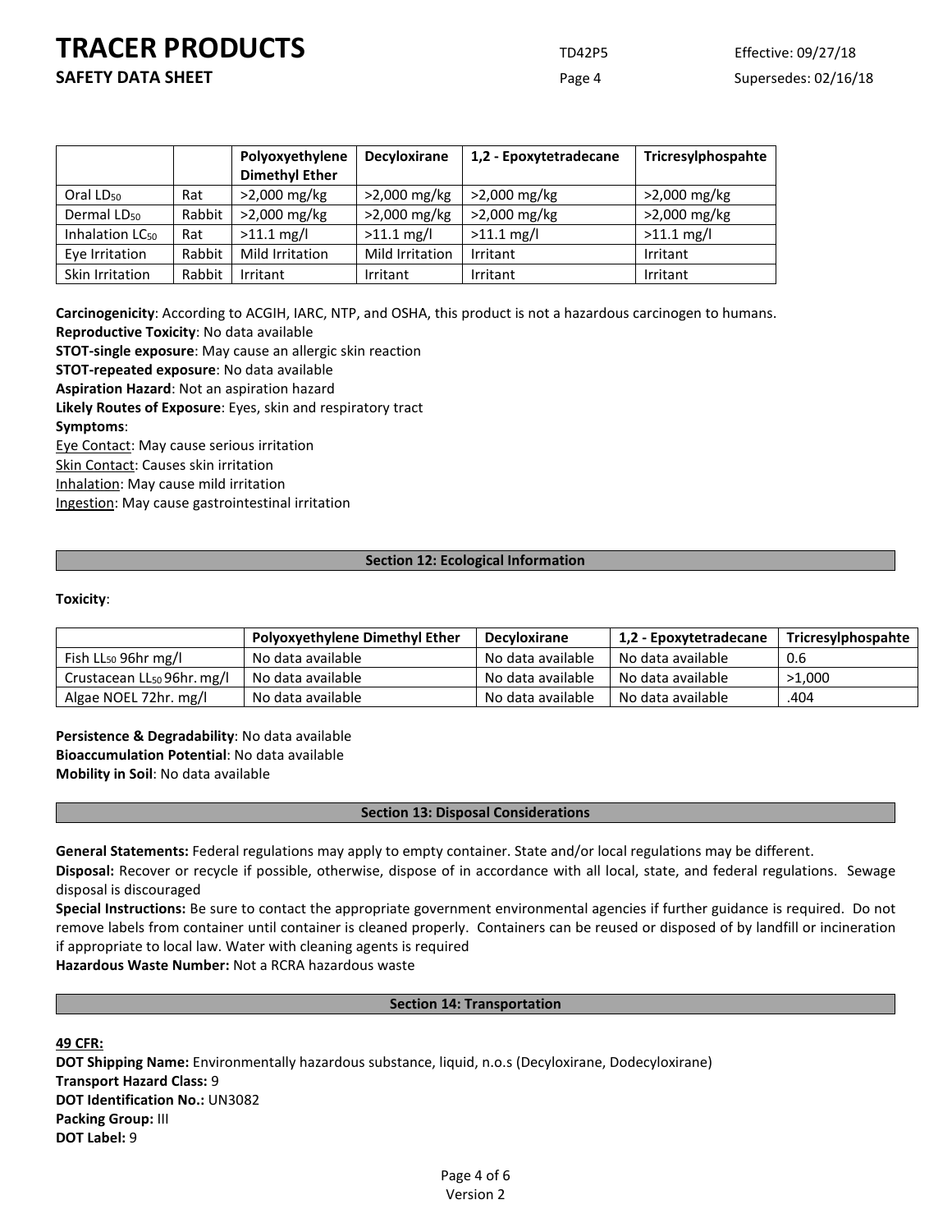|  |  | Polyoxyethylene Dimethyl Ether | Decyloxirane | 1,2 - Epoxytetradecane | Tricresylphospahte |
|---|---|---|---|---|---|
| Oral $LD_{50}$ | Rat | >2,000 mg/kg | >2,000 mg/kg | >2,000 mg/kg | >2,000 mg/kg |
| Dermal $LD_{50}$ | Rabbit | >2,000 mg/kg | >2,000 mg/kg | >2,000 mg/kg | >2,000 mg/kg |
| Inhalation $LC_{50}$ | Rat | >11.1 mg/l | >11.1 mg/l | >11.1 mg/l | >11.1 mg/l |
| Eye Irritation | Rabbit | Mild Irritation | Mild Irritation | Irritant | Irritant |
| Skin Irritation | Rabbit | Irritant | Irritant | Irritant | Irritant |

**Carcinogenicity**: According to ACGIH, IARC, NTP, and OSHA, this product is not a hazardous carcinogen to humans.
**Reproductive Toxicity**: No data available
**STOT-single exposure**: May cause an allergic skin reaction
**STOT-repeated exposure**: No data available
**Aspiration Hazard**: Not an aspiration hazard
**Likely Routes of Exposure**: Eyes, skin and respiratory tract
**Symptoms**:
Eye Contact: May cause serious irritation
Skin Contact: Causes skin irritation
Inhalation: May cause mild irritation
Ingestion: May cause gastrointestinal irritation

## Section 12: Ecological Information

**Toxicity**:

|  | Polyoxyethylene Dimethyl Ether | Decyloxirane | 1,2 - Epoxytetradecane | Tricresylphospahte |
|---|---|---|---|---|
| Fish $LL_{50}$ 96hr mg/l | No data available | No data available | No data available | 0.6 |
| Crustacean $LL_{50}$ 96hr. mg/l | No data available | No data available | No data available | >1,000 |
| Algae NOEL 72hr. mg/l | No data available | No data available | No data available | .404 |

**Persistence & Degradability**: No data available
**Bioaccumulation Potential**: No data available
**Mobility in Soil**: No data available

## Section 13: Disposal Considerations

**General Statements:** Federal regulations may apply to empty container. State and/or local regulations may be different.
**Disposal:** Recover or recycle if possible, otherwise, dispose of in accordance with all local, state, and federal regulations. Sewage disposal is discouraged
**Special Instructions:** Be sure to contact the appropriate government environmental agencies if further guidance is required. Do not remove labels from container until container is cleaned properly. Containers can be reused or disposed of by landfill or incineration if appropriate to local law. Water with cleaning agents is required
**Hazardous Waste Number:** Not a RCRA hazardous waste

## Section 14: Transportation

**49 CFR:**
**DOT Shipping Name:** Environmentally hazardous substance, liquid, n.o.s (Decyloxirane, Dodecyloxirane)
**Transport Hazard Class:** 9
**DOT Identification No.:** UN3082
**Packing Group:** III
**DOT Label:** 9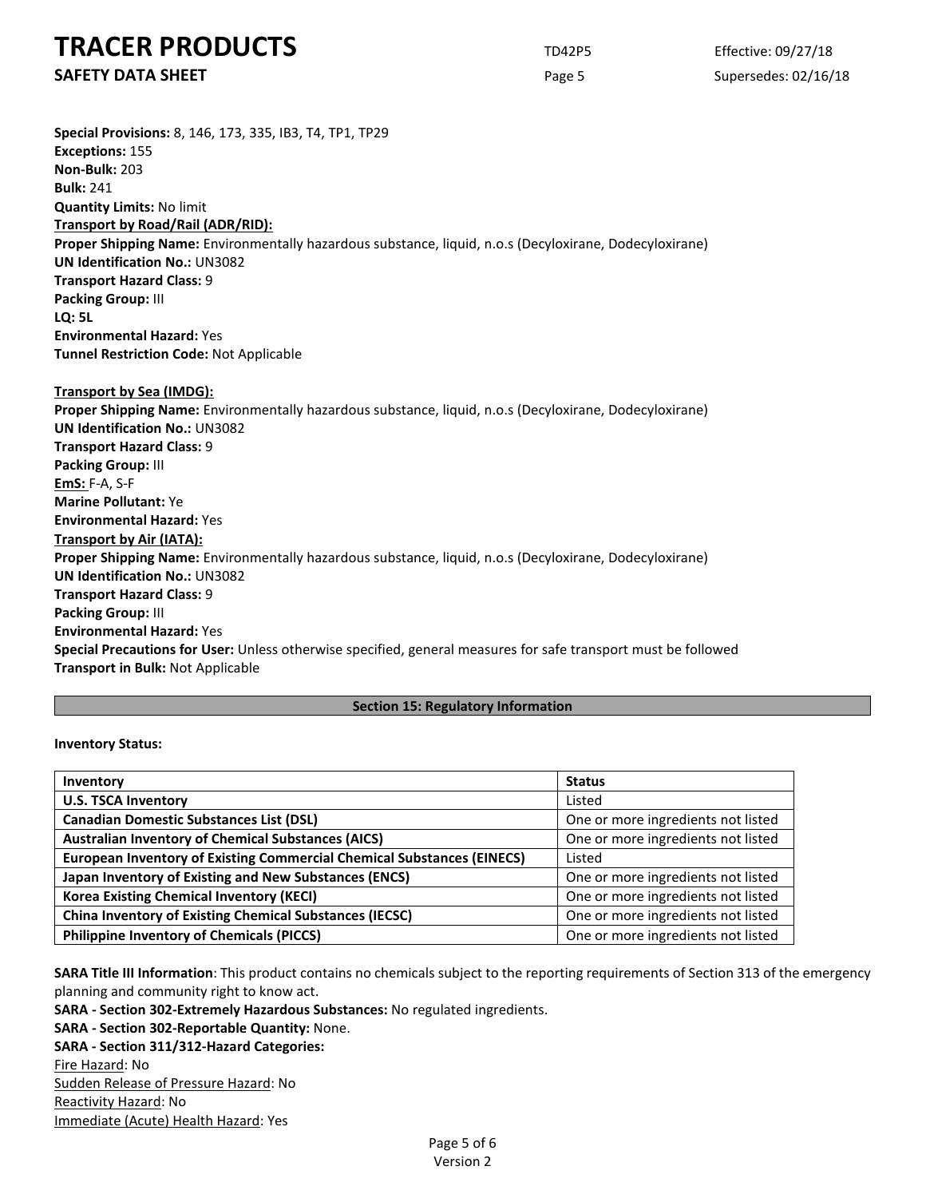**Special Provisions:** 8, 146, 173, 335, IB3, T4, TP1, TP29
**Exceptions:** 155
**Non-Bulk:** 203
**Bulk:** 241
**Quantity Limits:** No limit

**Transport by Road/Rail (ADR/RID):**

**Proper Shipping Name:** Environmentally hazardous substance, liquid, n.o.s (Decyloxirane, Dodecyloxirane)
**UN Identification No.:** UN3082
**Transport Hazard Class:** 9
**Packing Group:** III
**LQ: 5L**
**Environmental Hazard:** Yes
**Tunnel Restriction Code:** Not Applicable

**Transport by Sea (IMDG):**

**Proper Shipping Name:** Environmentally hazardous substance, liquid, n.o.s (Decyloxirane, Dodecyloxirane)
**UN Identification No.:** UN3082
**Transport Hazard Class:** 9
**Packing Group:** III
**EmS:** F-A, S-F
**Marine Pollutant:** Ye
**Environmental Hazard:** Yes

**Transport by Air (IATA):**

**Proper Shipping Name:** Environmentally hazardous substance, liquid, n.o.s (Decyloxirane, Dodecyloxirane)
**UN Identification No.:** UN3082
**Transport Hazard Class:** 9
**Packing Group:** III
**Environmental Hazard:** Yes
**Special Precautions for User:** Unless otherwise specified, general measures for safe transport must be followed
**Transport in Bulk:** Not Applicable

## Section 15: Regulatory Information

**Inventory Status:**

| Inventory | Status |
|---|---|
| **U.S. TSCA Inventory** | Listed |
| **Canadian Domestic Substances List (DSL)** | One or more ingredients not listed |
| **Australian Inventory of Chemical Substances (AICS)** | One or more ingredients not listed |
| **European Inventory of Existing Commercial Chemical Substances (EINECS)** | Listed |
| **Japan Inventory of Existing and New Substances (ENCS)** | One or more ingredients not listed |
| **Korea Existing Chemical Inventory (KECI)** | One or more ingredients not listed |
| **China Inventory of Existing Chemical Substances (IECSC)** | One or more ingredients not listed |
| **Philippine Inventory of Chemicals (PICCS)** | One or more ingredients not listed |

**SARA Title III Information**: This product contains no chemicals subject to the reporting requirements of Section 313 of the emergency planning and community right to know act.
**SARA - Section 302-Extremely Hazardous Substances:** No regulated ingredients.
**SARA - Section 302-Reportable Quantity:** None.
**SARA - Section 311/312-Hazard Categories:**
Fire Hazard: No
Sudden Release of Pressure Hazard: No
Reactivity Hazard: No
Immediate (Acute) Health Hazard: Yes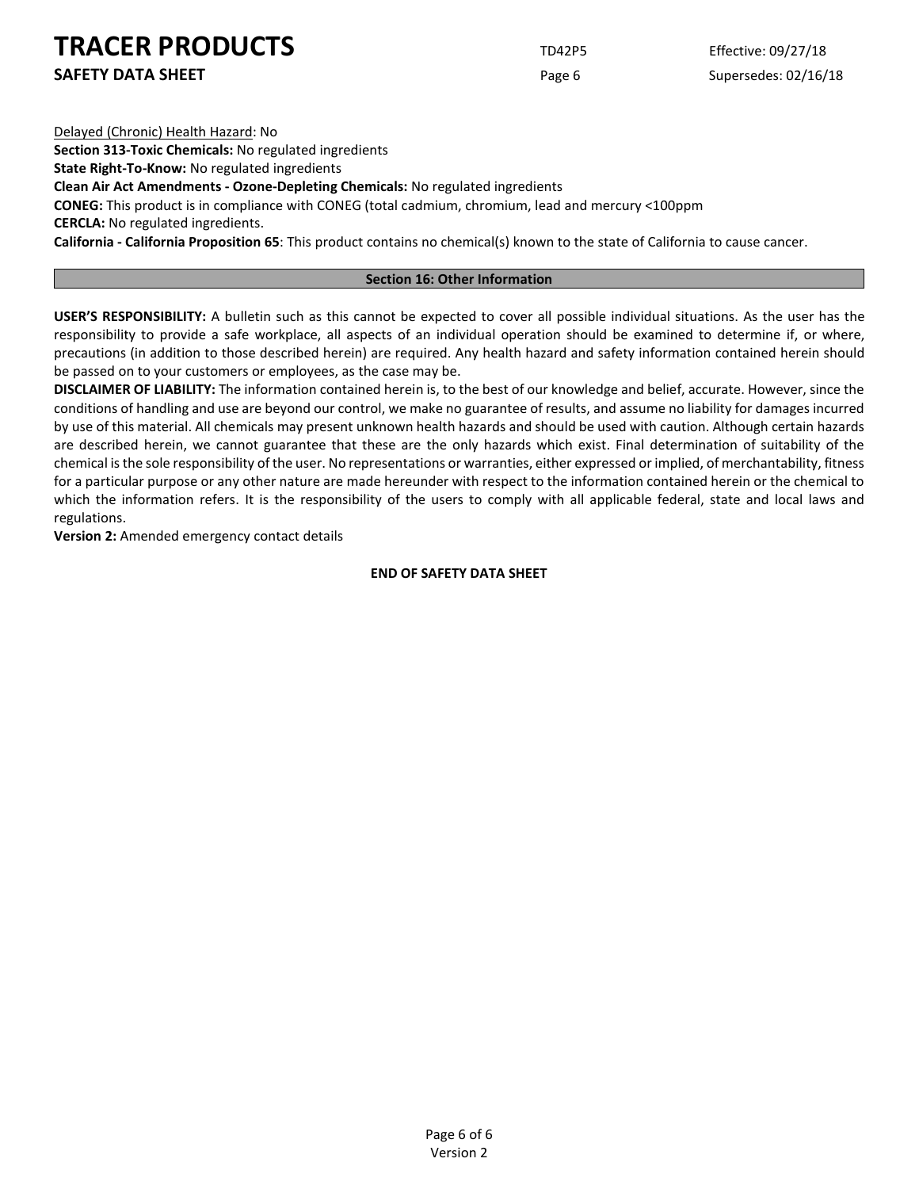Delayed (Chronic) Health Hazard: No

**Section 313-Toxic Chemicals:** No regulated ingredients

**State Right-To-Know:** No regulated ingredients

**Clean Air Act Amendments - Ozone-Depleting Chemicals:** No regulated ingredients

**CONEG:** This product is in compliance with CONEG (total cadmium, chromium, lead and mercury <100ppm

**CERCLA:** No regulated ingredients.

**California - California Proposition 65**: This product contains no chemical(s) known to the state of California to cause cancer.

## Section 16: Other Information

**USER'S RESPONSIBILITY:** A bulletin such as this cannot be expected to cover all possible individual situations. As the user has the responsibility to provide a safe workplace, all aspects of an individual operation should be examined to determine if, or where, precautions (in addition to those described herein) are required. Any health hazard and safety information contained herein should be passed on to your customers or employees, as the case may be.

**DISCLAIMER OF LIABILITY:** The information contained herein is, to the best of our knowledge and belief, accurate. However, since the conditions of handling and use are beyond our control, we make no guarantee of results, and assume no liability for damages incurred by use of this material. All chemicals may present unknown health hazards and should be used with caution. Although certain hazards are described herein, we cannot guarantee that these are the only hazards which exist. Final determination of suitability of the chemical is the sole responsibility of the user. No representations or warranties, either expressed or implied, of merchantability, fitness for a particular purpose or any other nature are made hereunder with respect to the information contained herein or the chemical to which the information refers. It is the responsibility of the users to comply with all applicable federal, state and local laws and regulations.

**Version 2:** Amended emergency contact details

**END OF SAFETY DATA SHEET**